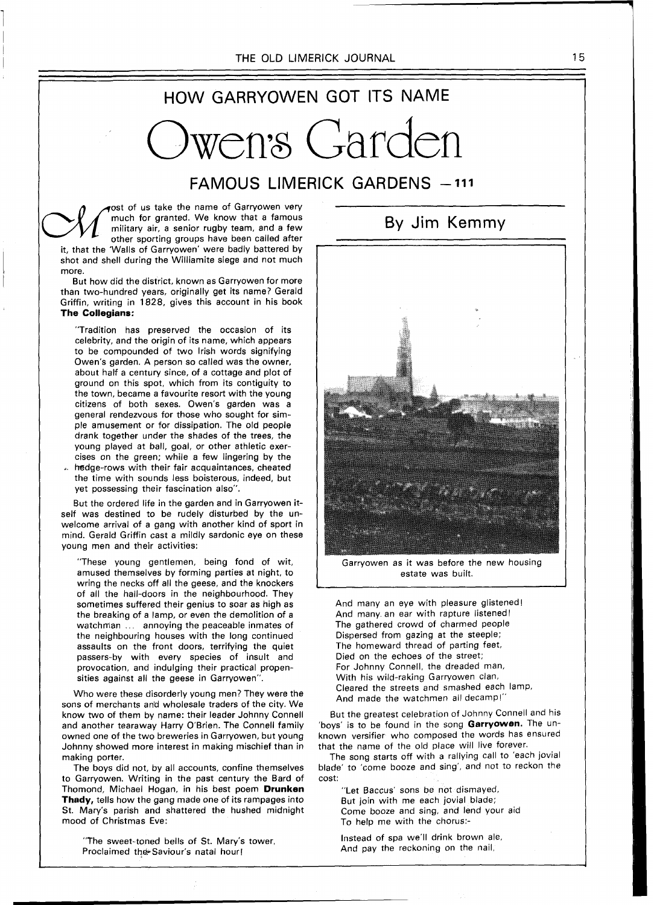# HOW GARRYOWEN GOT ITS NAME

# Owen's Garden

## FAMOUS LIMERICK GARDENS — 111

### By Jim Kemmy

Most of us take the name of Garryowen very much for granted. We know that a famous military air, a senior rugby team, and a few other sporting groups have been called after it, that the 'Walls of Garryowen' were badly battered by shot and shell during the Williamite siege and not much more.

But how did the district, known as Garryowen for more than two-hundred years, originally get its name? Gerald Griffin, writing in 1828, gives this account in his book **The Collegians:**

> "Tradition has preserved the occasion of its celebrity, and the origin of its name, which appears to be compounded of two Irish words signifying Owen's garden. A person so called was the owner, about half a century since, of a cottage and plot of ground on this spot, which from its contiguity to the town, became a favourite resort with the young citizens of both sexes. Owen's garden was a general rendezvous for those who sought for simple amusement or for dissipation. The old people drank together under the shades of the trees, the young played at ball, goal, or other athletic exercises on the green; while a few lingering by the hedge-rows with their fair acquaintances, cheated the time with sounds less boisterous, indeed, but yet possessing their fascination also".

But the ordered life in the garden and in Garryowen itself was destined to be rudely disturbed by the unwelcome arrival of a gang with another kind of sport in mind. Gerald Griffin cast a mildly sardonic eye on these young men and their activities:

> "These young gentlemen, being fond of wit, amused themselves by forming parties at night, to wring the necks off all the geese, and the knockers of all the hall-doors in the neighbourhood. They sometimes suffered their genius to soar as high as the breaking of a lamp, or even the demolition of a watchman ... annoying the peaceable inmates of the neighbouring houses with the long continued assaults on the front doors, terrifying the quiet passers-by with every species of insult and provocation, and indulging their practical propensities against all the geese in Garryowen".

Who were these disorderly young men? They were the sons of merchants and wholesale traders of the city. We know two of them by name: their leader Johnny Connell and another tearaway Harry O'Brien. The Connell family owned one of the two breweries in Garryowen, but young Johnny showed more interest in making mischief than in making porter.

The boys did not, by all accounts, confine themselves to Garryowen. Writing in the past century the Bard of Thomond, Michael Hogan, in his best poem **Drunken Thady,** tells how the gang made one of its rampages into St. Mary's parish and shattered the hushed midnight mood of Christmas Eve:

> "The sweet-toned bells of St. Mary's tower,
> Proclaimed the Saviour's natal hour!
> And many an eye with pleasure glistened!
> And many an ear with rapture listened!
> The gathered crowd of charmed people
> Dispersed from gazing at the steeple;
> The homeward thread of parting feet,
> Died on the echoes of the street;
> For Johnny Connell, the dreaded man,
> With his wild-raking Garryowen clan,
> Cleared the streets and smashed each lamp,
> And made the watchmen all decamp!"

Garryowen as it was before the new housing estate was built.

But the greatest celebration of Johnny Connell and his 'boys' is to be found in the song **Garryowen.** The unknown versifier who composed the words has ensured that the name of the old place will live forever.

The song starts off with a rallying call to 'each jovial blade' to 'come booze and sing', and not to reckon the cost:

> "Let Baccus' sons be not dismayed,
> But join with me each jovial blade;
> Come booze and sing, and lend your aid
> To help me with the chorus:-
>
> Instead of spa we'll drink brown ale,
> And pay the reckoning on the nail,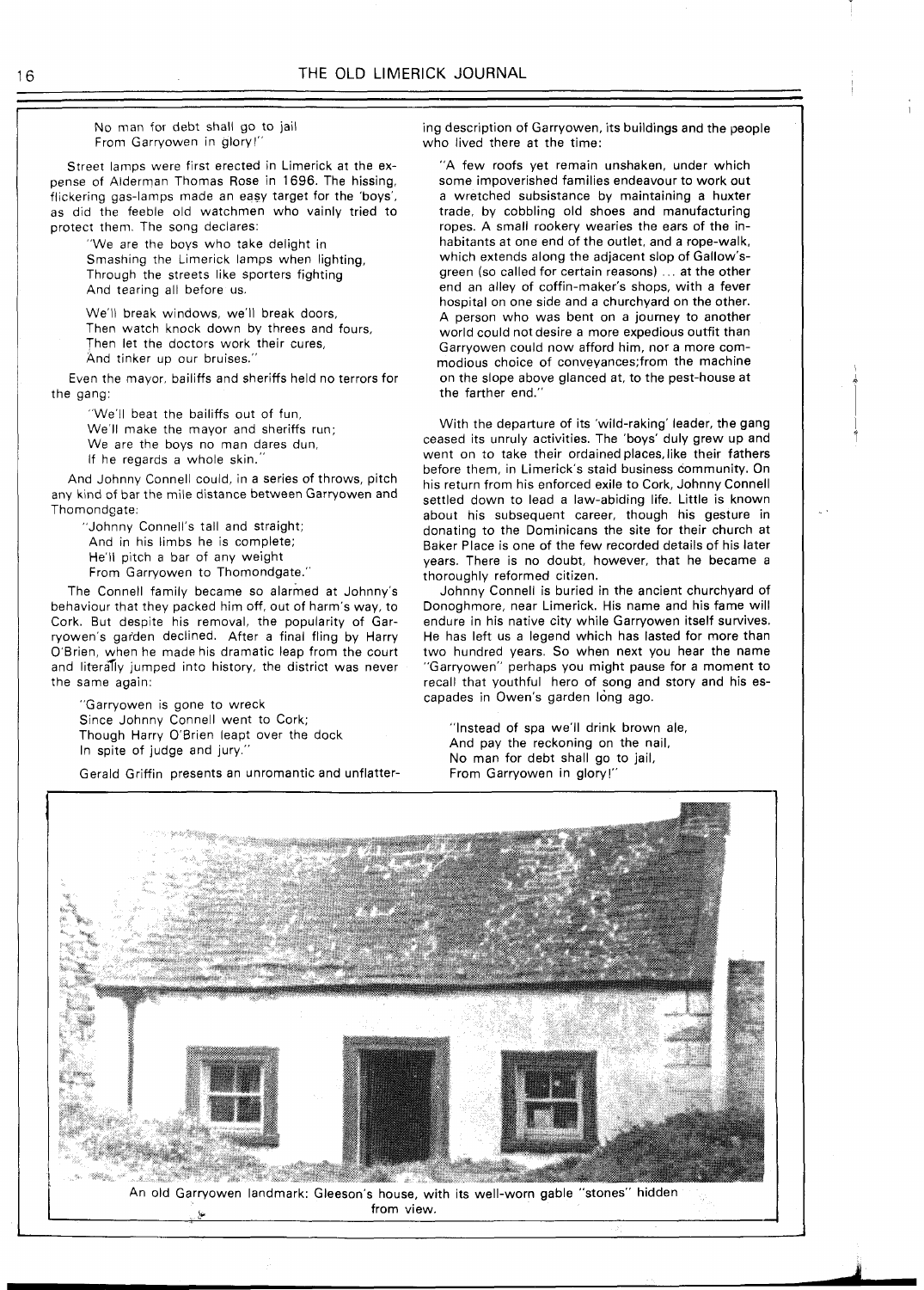No man for debt shall go to jail
From Garryowen in glory!"

Street lamps were first erected in Limerick at the expense of Alderman Thomas Rose in 1696. The hissing, flickering gas-lamps made an easy target for the 'boys', as did the feeble old watchmen who vainly tried to protect them. The song declares:

"We are the boys who take delight in
Smashing the Limerick lamps when lighting,
Through the streets like sporters fighting
And tearing all before us.

We'll break windows, we'll break doors,
Then watch knock down by threes and fours,
Then let the doctors work their cures,
And tinker up our bruises."

Even the mayor, bailiffs and sheriffs held no terrors for the gang:

"We'll beat the bailiffs out of fun,
We'll make the mayor and sheriffs run;
We are the boys no man dares dun,
If he regards a whole skin."

And Johnny Connell could, in a series of throws, pitch any kind of bar the mile distance between Garryowen and Thomondgate:

"Johnny Connell's tall and straight;
And in his limbs he is complete;
He'll pitch a bar of any weight
From Garryowen to Thomondgate."

The Connell family became so alarmed at Johnny's behaviour that they packed him off, out of harm's way, to Cork. But despite his removal, the popularity of Garryowen's garden declined. After a final fling by Harry O'Brien, when he made his dramatic leap from the court and literally jumped into history, the district was never the same again:

"Garryowen is gone to wreck
Since Johnny Connell went to Cork;
Though Harry O'Brien leapt over the dock
In spite of judge and jury."

Gerald Griffin presents an unromantic and unflattering description of Garryowen, its buildings and the people who lived there at the time:

"A few roofs yet remain unshaken, under which some impoverished families endeavour to work out a wretched subsistance by maintaining a huxter trade, by cobbling old shoes and manufacturing ropes. A small rookery wearies the ears of the inhabitants at one end of the outlet, and a rope-walk, which extends along the adjacent slop of Gallow's-green (so called for certain reasons) ... at the other end an alley of coffin-maker's shops, with a fever hospital on one side and a churchyard on the other. A person who was bent on a journey to another world could not desire a more expedious outfit than Garryowen could now afford him, nor a more commodious choice of conveyances;from the machine on the slope above glanced at, to the pest-house at the farther end."

With the departure of its 'wild-raking' leader, the gang ceased its unruly activities. The 'boys' duly grew up and went on to take their ordained places, like their fathers before them, in Limerick's staid business community. On his return from his enforced exile to Cork, Johnny Connell settled down to lead a law-abiding life. Little is known about his subsequent career, though his gesture in donating to the Dominicans the site for their church at Baker Place is one of the few recorded details of his later years. There is no doubt, however, that he became a thoroughly reformed citizen.

Johnny Connell is buried in the ancient churchyard of Donoghmore, near Limerick. His name and his fame will endure in his native city while Garryowen itself survives. He has left us a legend which has lasted for more than two hundred years. So when next you hear the name "Garryowen" perhaps you might pause for a moment to recall that youthful hero of song and story and his escapades in Owen's garden long ago.

"Instead of spa we'll drink brown ale,
And pay the reckoning on the nail,
No man for debt shall go to jail,
From Garryowen in glory!"

An old Garryowen landmark: Gleeson's house, with its well-worn gable "stones" hidden from view.